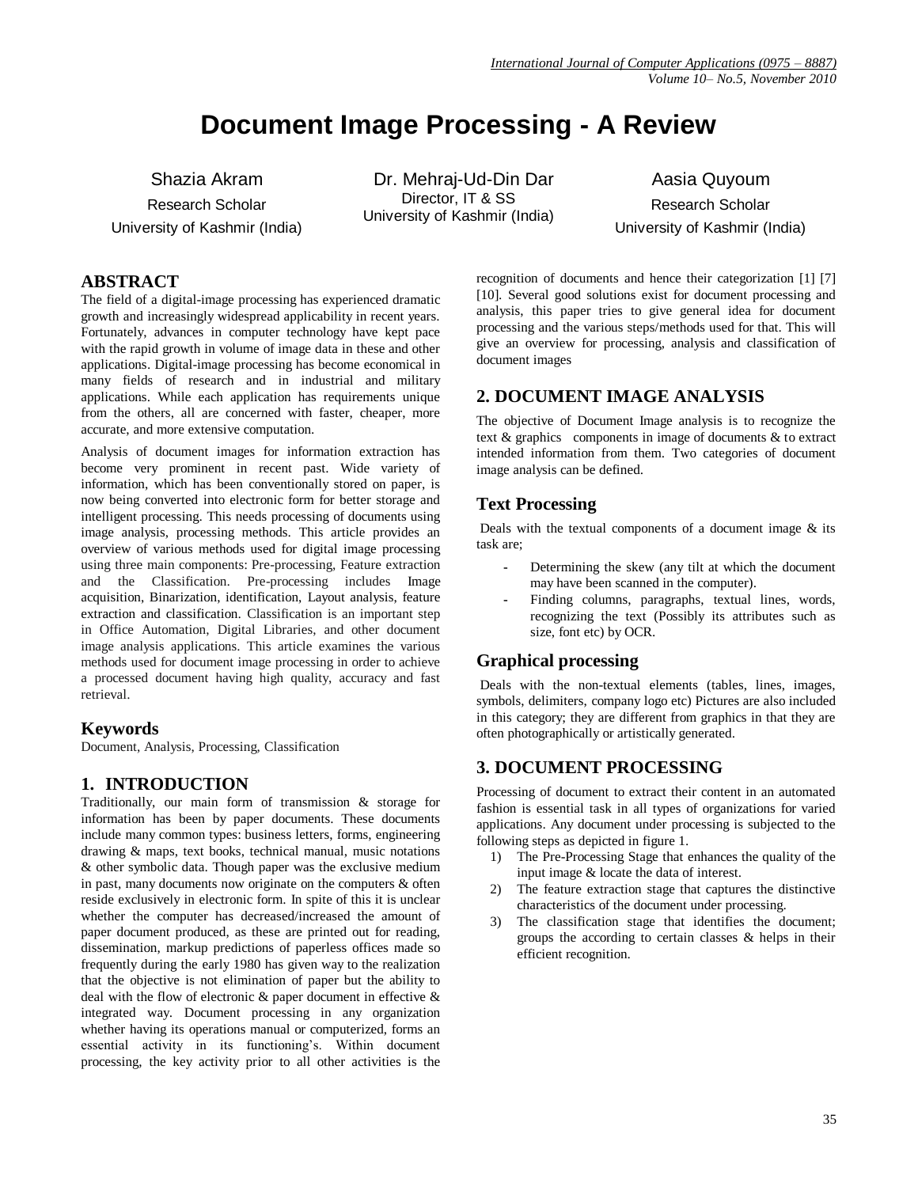# Document Image Processing - A Review

Shazia Akram
Research Scholar
University of Kashmir (India)

Dr. Mehraj-Ud-Din Dar
Director, IT & SS
University of Kashmir (India)

Aasia Quyoum
Research Scholar
University of Kashmir (India)

## ABSTRACT

The field of a digital-image processing has experienced dramatic growth and increasingly widespread applicability in recent years. Fortunately, advances in computer technology have kept pace with the rapid growth in volume of image data in these and other applications. Digital-image processing has become economical in many fields of research and in industrial and military applications. While each application has requirements unique from the others, all are concerned with faster, cheaper, more accurate, and more extensive computation.

Analysis of document images for information extraction has become very prominent in recent past. Wide variety of information, which has been conventionally stored on paper, is now being converted into electronic form for better storage and intelligent processing. This needs processing of documents using image analysis, processing methods. This article provides an overview of various methods used for digital image processing using three main components: Pre-processing, Feature extraction and the Classification. Pre-processing includes Image acquisition, Binarization, identification, Layout analysis, feature extraction and classification. Classification is an important step in Office Automation, Digital Libraries, and other document image analysis applications. This article examines the various methods used for document image processing in order to achieve a processed document having high quality, accuracy and fast retrieval.

### Keywords

Document, Analysis, Processing, Classification

## 1. INTRODUCTION

Traditionally, our main form of transmission & storage for information has been by paper documents. These documents include many common types: business letters, forms, engineering drawing & maps, text books, technical manual, music notations & other symbolic data. Though paper was the exclusive medium in past, many documents now originate on the computers & often reside exclusively in electronic form. In spite of this it is unclear whether the computer has decreased/increased the amount of paper document produced, as these are printed out for reading, dissemination, markup predictions of paperless offices made so frequently during the early 1980 has given way to the realization that the objective is not elimination of paper but the ability to deal with the flow of electronic & paper document in effective & integrated way. Document processing in any organization whether having its operations manual or computerized, forms an essential activity in its functioning's. Within document processing, the key activity prior to all other activities is the recognition of documents and hence their categorization [1] [7] [10]. Several good solutions exist for document processing and analysis, this paper tries to give general idea for document processing and the various steps/methods used for that. This will give an overview for processing, analysis and classification of document images

## 2. DOCUMENT IMAGE ANALYSIS

The objective of Document Image analysis is to recognize the text & graphics components in image of documents & to extract intended information from them. Two categories of document image analysis can be defined.

### Text Processing

Deals with the textual components of a document image & its task are;

- Determining the skew (any tilt at which the document may have been scanned in the computer).
- Finding columns, paragraphs, textual lines, words, recognizing the text (Possibly its attributes such as size, font etc) by OCR.

### Graphical processing

Deals with the non-textual elements (tables, lines, images, symbols, delimiters, company logo etc) Pictures are also included in this category; they are different from graphics in that they are often photographically or artistically generated.

## 3. DOCUMENT PROCESSING

Processing of document to extract their content in an automated fashion is essential task in all types of organizations for varied applications. Any document under processing is subjected to the following steps as depicted in figure 1.

1) The Pre-Processing Stage that enhances the quality of the input image & locate the data of interest.
2) The feature extraction stage that captures the distinctive characteristics of the document under processing.
3) The classification stage that identifies the document; groups the according to certain classes & helps in their efficient recognition.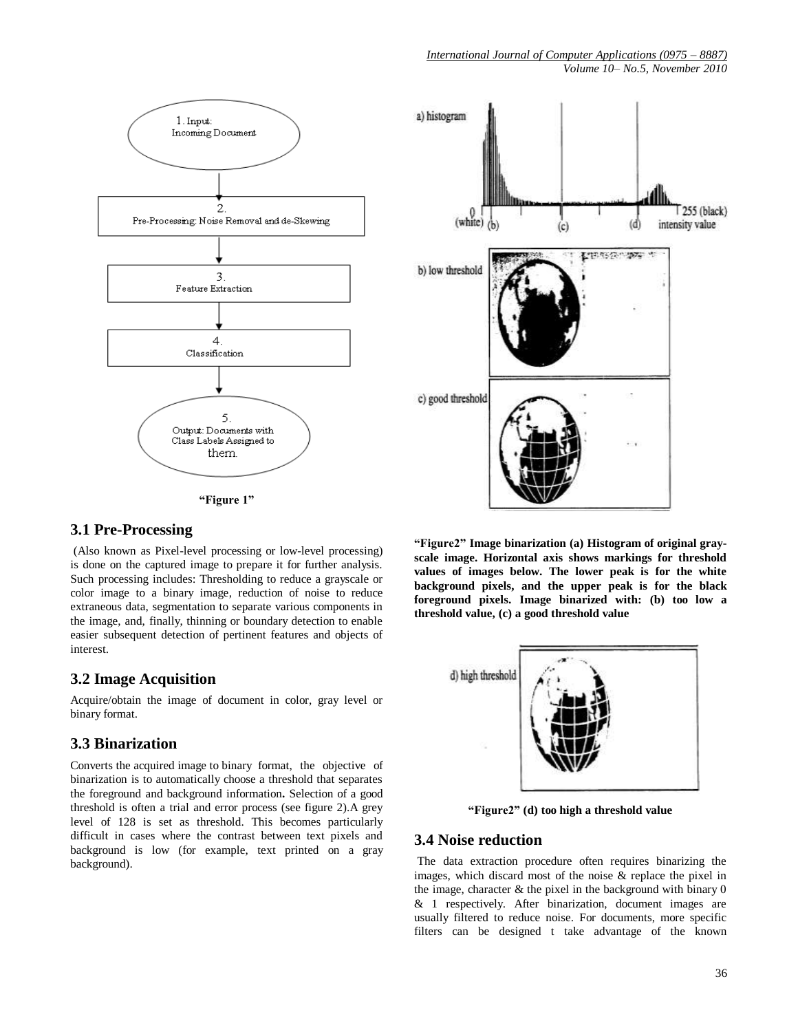1. Input: Incoming Document

2. Pre-Processing: Noise Removal and de-Skewing

3. Feature Extraction

4. Classification

5. Output: Documents with Class Labels Assigned to them.

**"Figure 1"**

### 3.1 Pre-Processing

(Also known as Pixel-level processing or low-level processing) is done on the captured image to prepare it for further analysis. Such processing includes: Thresholding to reduce a grayscale or color image to a binary image, reduction of noise to reduce extraneous data, segmentation to separate various components in the image, and, finally, thinning or boundary detection to enable easier subsequent detection of pertinent features and objects of interest.

### 3.2 Image Acquisition

Acquire/obtain the image of document in color, gray level or binary format.

### 3.3 Binarization

Converts the acquired image to binary format, the objective of binarization is to automatically choose a threshold that separates the foreground and background information**.** Selection of a good threshold is often a trial and error process (see figure 2).A grey level of 128 is set as threshold. This becomes particularly difficult in cases where the contrast between text pixels and background is low (for example, text printed on a gray background).

**"Figure2" Image binarization (a) Histogram of original gray-scale image. Horizontal axis shows markings for threshold values of images below. The lower peak is for the white background pixels, and the upper peak is for the black foreground pixels. Image binarized with: (b) too low a threshold value, (c) a good threshold value**

**"Figure2" (d) too high a threshold value**

### 3.4 Noise reduction

The data extraction procedure often requires binarizing the images, which discard most of the noise & replace the pixel in the image, character & the pixel in the background with binary 0 & 1 respectively. After binarization, document images are usually filtered to reduce noise. For documents, more specific filters can be designed t take advantage of the known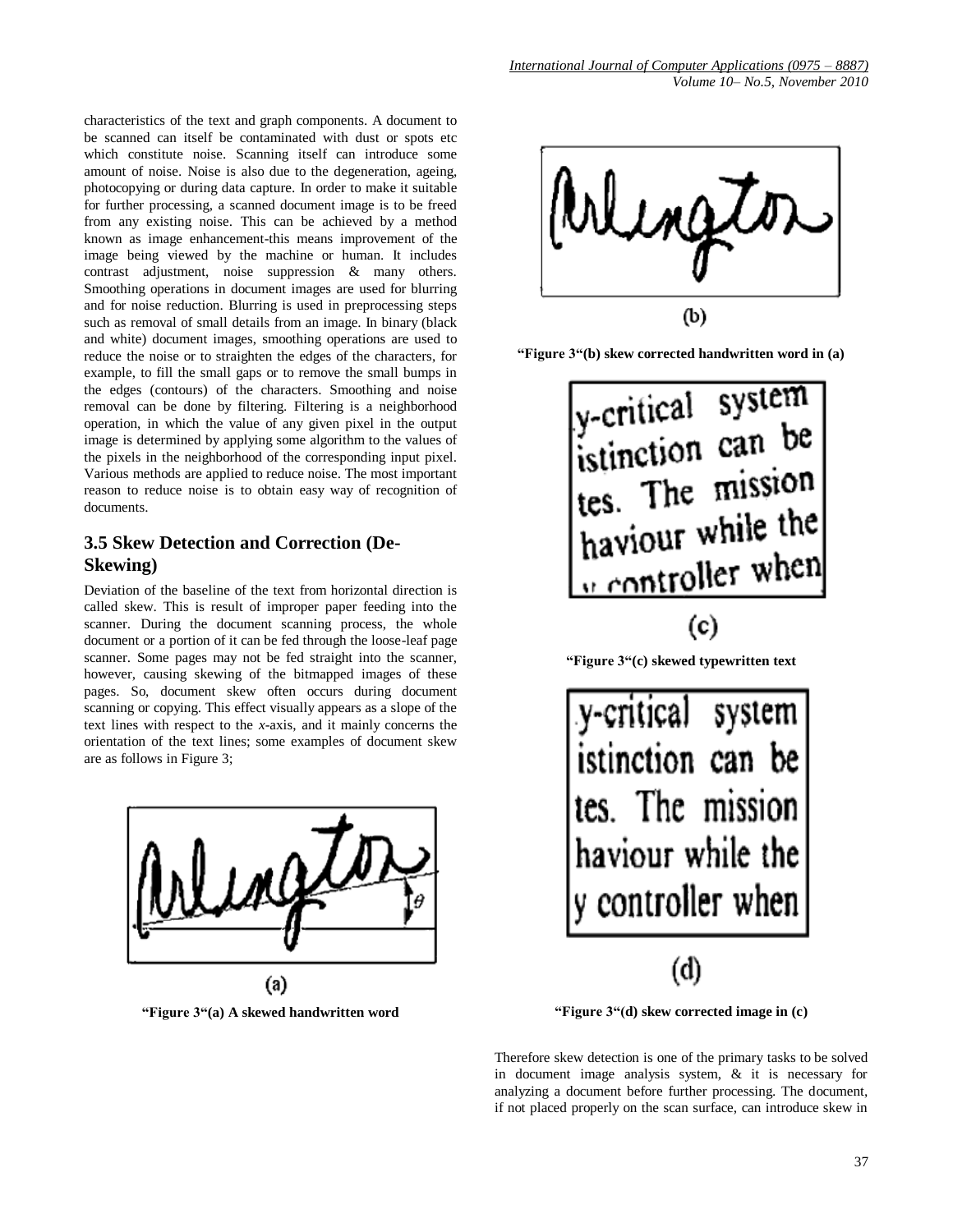characteristics of the text and graph components. A document to be scanned can itself be contaminated with dust or spots etc which constitute noise. Scanning itself can introduce some amount of noise. Noise is also due to the degeneration, ageing, photocopying or during data capture. In order to make it suitable for further processing, a scanned document image is to be freed from any existing noise. This can be achieved by a method known as image enhancement-this means improvement of the image being viewed by the machine or human. It includes contrast adjustment, noise suppression & many others. Smoothing operations in document images are used for blurring and for noise reduction. Blurring is used in preprocessing steps such as removal of small details from an image. In binary (black and white) document images, smoothing operations are used to reduce the noise or to straighten the edges of the characters, for example, to fill the small gaps or to remove the small bumps in the edges (contours) of the characters. Smoothing and noise removal can be done by filtering. Filtering is a neighborhood operation, in which the value of any given pixel in the output image is determined by applying some algorithm to the values of the pixels in the neighborhood of the corresponding input pixel. Various methods are applied to reduce noise. The most important reason to reduce noise is to obtain easy way of recognition of documents.

## 3.5 Skew Detection and Correction (De-Skewing)

Deviation of the baseline of the text from horizontal direction is called skew. This is result of improper paper feeding into the scanner. During the document scanning process, the whole document or a portion of it can be fed through the loose-leaf page scanner. Some pages may not be fed straight into the scanner, however, causing skewing of the bitmapped images of these pages. So, document skew often occurs during document scanning or copying. This effect visually appears as a slope of the text lines with respect to the *x*-axis, and it mainly concerns the orientation of the text lines; some examples of document skew are as follows in Figure 3;

(a)

**"Figure 3"(a) A skewed handwritten word**

(b)

**"Figure 3"(b) skew corrected handwritten word in (a)**

(c)

**"Figure 3"(c) skewed typewritten text**

(d)

**"Figure 3"(d) skew corrected image in (c)**

Therefore skew detection is one of the primary tasks to be solved in document image analysis system, & it is necessary for analyzing a document before further processing. The document, if not placed properly on the scan surface, can introduce skew in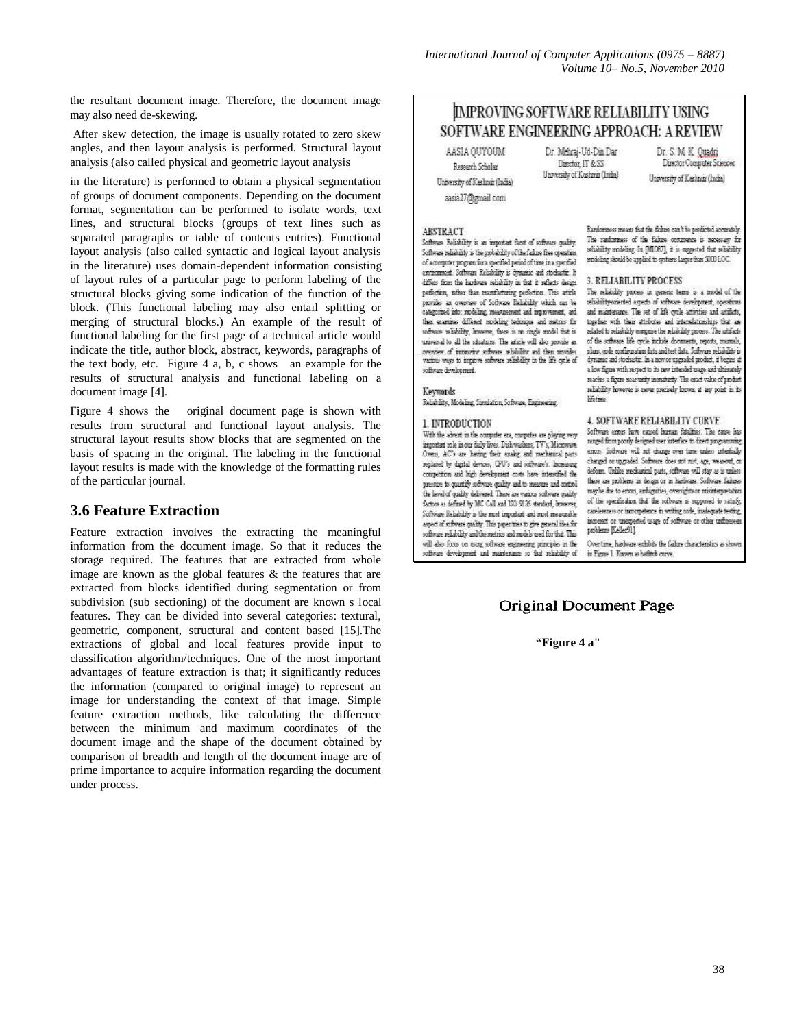the resultant document image. Therefore, the document image may also need de-skewing.

After skew detection, the image is usually rotated to zero skew angles, and then layout analysis is performed. Structural layout analysis (also called physical and geometric layout analysis in the literature) is performed to obtain a physical segmentation of groups of document components. Depending on the document format, segmentation can be performed to isolate words, text lines, and structural blocks (groups of text lines such as separated paragraphs or table of contents entries). Functional layout analysis (also called syntactic and logical layout analysis in the literature) uses domain-dependent information consisting of layout rules of a particular page to perform labeling of the structural blocks giving some indication of the function of the block. (This functional labeling may also entail splitting or merging of structural blocks.) An example of the result of functional labeling for the first page of a technical article would indicate the title, author block, abstract, keywords, paragraphs of the text body, etc. Figure 4 a, b, c shows an example for the results of structural analysis and functional labeling on a document image [4].

Figure 4 shows the original document page is shown with results from structural and functional layout analysis. The structural layout results show blocks that are segmented on the basis of spacing in the original. The labeling in the functional layout results is made with the knowledge of the formatting rules of the particular journal.

## 3.6 Feature Extraction

Feature extraction involves the extracting the meaningful information from the document image. So that it reduces the storage required. The features that are extracted from whole image are known as the global features & the features that are extracted from blocks identified during segmentation or from subdivision (sub sectioning) of the document are known s local features. They can be divided into several categories: textural, geometric, component, structural and content based [15].The extractions of global and local features provide input to classification algorithm/techniques. One of the most important advantages of feature extraction is that; it significantly reduces the information (compared to original image) to represent an image for understanding the context of that image. Simple feature extraction methods, like calculating the difference between the minimum and maximum coordinates of the document image and the shape of the document obtained by comparison of breadth and length of the document image are of prime importance to acquire information regarding the document under process.

Original Document Page

**"Figure 4 a"**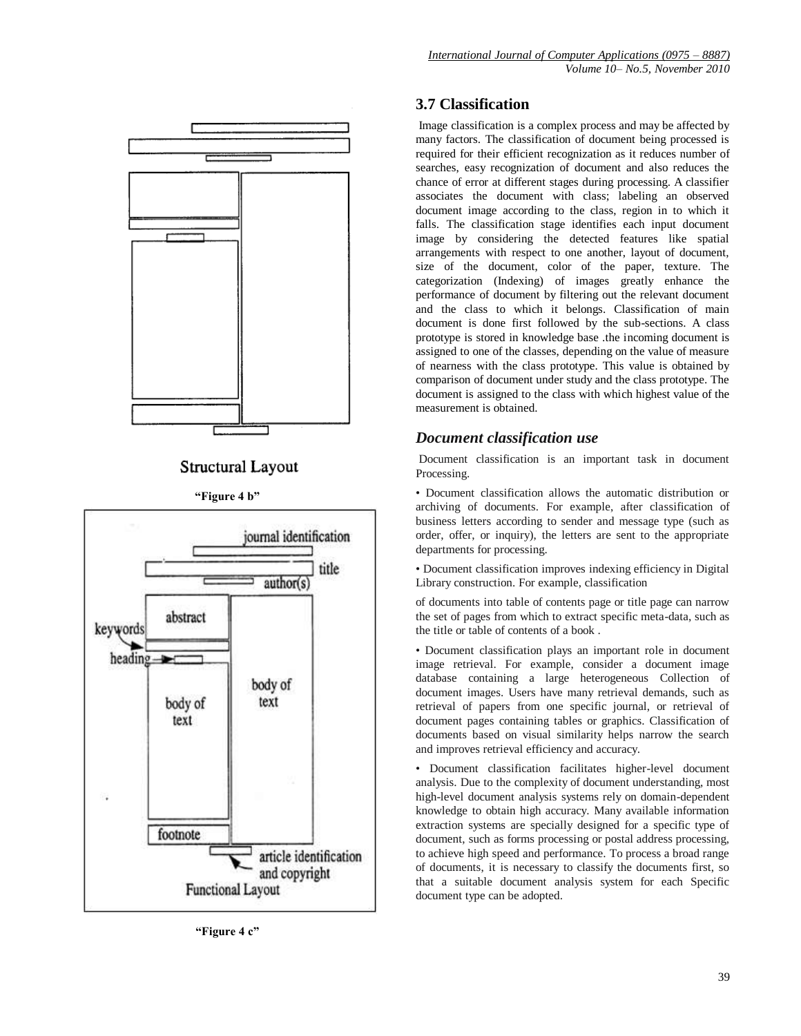Structural Layout

"Figure 4 b"

journal identification

title

author(s)

abstract

keywords

heading

body of text

body of text

footnote

article identification and copyright

Functional Layout

"Figure 4 c"

### 3.7 Classification

Image classification is a complex process and may be affected by many factors. The classification of document being processed is required for their efficient recognization as it reduces number of searches, easy recognization of document and also reduces the chance of error at different stages during processing. A classifier associates the document with class; labeling an observed document image according to the class, region in to which it falls. The classification stage identifies each input document image by considering the detected features like spatial arrangements with respect to one another, layout of document, size of the document, color of the paper, texture. The categorization (Indexing) of images greatly enhance the performance of document by filtering out the relevant document and the class to which it belongs. Classification of main document is done first followed by the sub-sections. A class prototype is stored in knowledge base .the incoming document is assigned to one of the classes, depending on the value of measure of nearness with the class prototype. This value is obtained by comparison of document under study and the class prototype. The document is assigned to the class with which highest value of the measurement is obtained.

### *Document classification use*

Document classification is an important task in document Processing.

- Document classification allows the automatic distribution or archiving of documents. For example, after classification of business letters according to sender and message type (such as order, offer, or inquiry), the letters are sent to the appropriate departments for processing.
- Document classification improves indexing efficiency in Digital Library construction. For example, classification of documents into table of contents page or title page can narrow the set of pages from which to extract specific meta-data, such as the title or table of contents of a book .
- Document classification plays an important role in document image retrieval. For example, consider a document image database containing a large heterogeneous Collection of document images. Users have many retrieval demands, such as retrieval of papers from one specific journal, or retrieval of document pages containing tables or graphics. Classification of documents based on visual similarity helps narrow the search and improves retrieval efficiency and accuracy.
- Document classification facilitates higher-level document analysis. Due to the complexity of document understanding, most high-level document analysis systems rely on domain-dependent knowledge to obtain high accuracy. Many available information extraction systems are specially designed for a specific type of document, such as forms processing or postal address processing, to achieve high speed and performance. To process a broad range of documents, it is necessary to classify the documents first, so that a suitable document analysis system for each Specific document type can be adopted.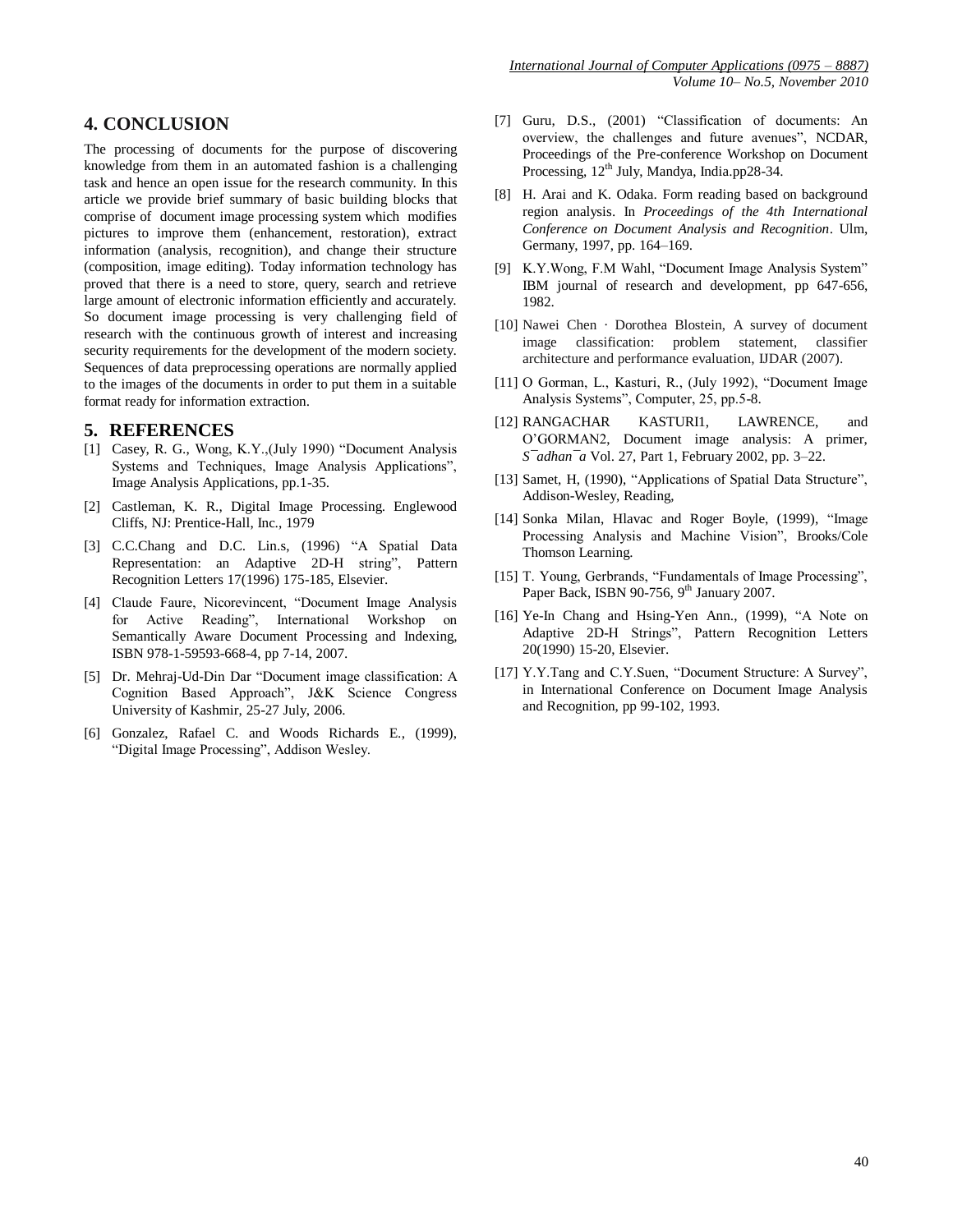## 4. CONCLUSION

The processing of documents for the purpose of discovering knowledge from them in an automated fashion is a challenging task and hence an open issue for the research community. In this article we provide brief summary of basic building blocks that comprise of document image processing system which modifies pictures to improve them (enhancement, restoration), extract information (analysis, recognition), and change their structure (composition, image editing). Today information technology has proved that there is a need to store, query, search and retrieve large amount of electronic information efficiently and accurately. So document image processing is very challenging field of research with the continuous growth of interest and increasing security requirements for the development of the modern society. Sequences of data preprocessing operations are normally applied to the images of the documents in order to put them in a suitable format ready for information extraction.

## 5. REFERENCES

[1] Casey, R. G., Wong, K.Y.,(July 1990) "Document Analysis Systems and Techniques, Image Analysis Applications", Image Analysis Applications, pp.1-35.

[2] Castleman, K. R., Digital Image Processing. Englewood Cliffs, NJ: Prentice-Hall, Inc., 1979

[3] C.C.Chang and D.C. Lin.s, (1996) "A Spatial Data Representation: an Adaptive 2D-H string", Pattern Recognition Letters 17(1996) 175-185, Elsevier.

[4] Claude Faure, Nicorevincent, "Document Image Analysis for Active Reading", International Workshop on Semantically Aware Document Processing and Indexing, ISBN 978-1-59593-668-4, pp 7-14, 2007.

[5] Dr. Mehraj-Ud-Din Dar "Document image classification: A Cognition Based Approach", J&K Science Congress University of Kashmir, 25-27 July, 2006.

[6] Gonzalez, Rafael C. and Woods Richards E., (1999), "Digital Image Processing", Addison Wesley.

[7] Guru, D.S., (2001) "Classification of documents: An overview, the challenges and future avenues", NCDAR, Proceedings of the Pre-conference Workshop on Document Processing, 12th July, Mandya, India.pp28-34.

[8] H. Arai and K. Odaka. Form reading based on background region analysis. In *Proceedings of the 4th International Conference on Document Analysis and Recognition*. Ulm, Germany, 1997, pp. 164–169.

[9] K.Y.Wong, F.M Wahl, "Document Image Analysis System" IBM journal of research and development, pp 647-656, 1982.

[10] Nawei Chen · Dorothea Blostein, A survey of document image classification: problem statement, classifier architecture and performance evaluation, IJDAR (2007).

[11] O Gorman, L., Kasturi, R., (July 1992), "Document Image Analysis Systems", Computer, 25, pp.5-8.

[12] RANGACHAR KASTURI1, LAWRENCE, and O'GORMAN2, Document image analysis: A primer, *S¯adhan¯a* Vol. 27, Part 1, February 2002, pp. 3–22.

[13] Samet, H, (1990), "Applications of Spatial Data Structure", Addison-Wesley, Reading,

[14] Sonka Milan, Hlavac and Roger Boyle, (1999), "Image Processing Analysis and Machine Vision", Brooks/Cole Thomson Learning.

[15] T. Young, Gerbrands, "Fundamentals of Image Processing", Paper Back, ISBN 90-756, 9th January 2007.

[16] Ye-In Chang and Hsing-Yen Ann., (1999), "A Note on Adaptive 2D-H Strings", Pattern Recognition Letters 20(1990) 15-20, Elsevier.

[17] Y.Y.Tang and C.Y.Suen, "Document Structure: A Survey", in International Conference on Document Image Analysis and Recognition, pp 99-102, 1993.